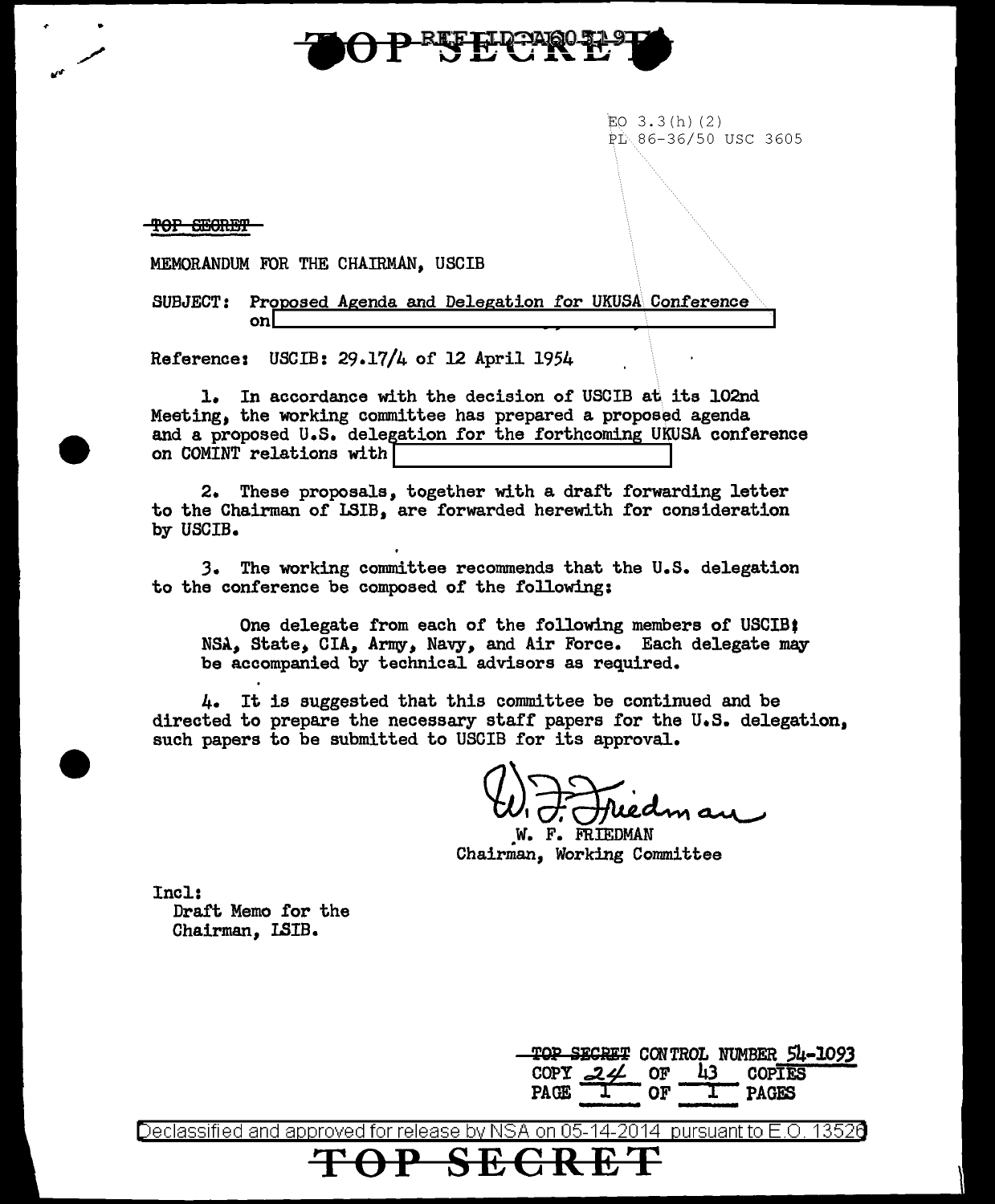TOP SECRET

EO 3.3(h)(2)
PL 86-36/50 USC 3605

~~TOP SECRET~~

MEMORANDUM FOR THE CHAIRMAN, USCIB

SUBJECT: Proposed Agenda and Delegation for UKUSA Conference on [REDACTED]

Reference: USCIB: 29.17/4 of 12 April 1954

1. In accordance with the decision of USCIB at its 102nd Meeting, the working committee has prepared a proposed agenda and a proposed U.S. delegation for the forthcoming UKUSA conference on COMINT relations with [REDACTED]

2. These proposals, together with a draft forwarding letter to the Chairman of LSIB, are forwarded herewith for consideration by USCIB.

3. The working committee recommends that the U.S. delegation to the conference be composed of the following:

> One delegate from each of the following members of USCIB: NSA, State, CIA, Army, Navy, and Air Force. Each delegate may be accompanied by technical advisors as required.

4. It is suggested that this committee be continued and be directed to prepare the necessary staff papers for the U.S. delegation, such papers to be submitted to USCIB for its approval.

W. F. Friedman
W. F. FRIEDMAN
Chairman, Working Committee

Incl:
Draft Memo for the Chairman, LSIB.

~~TOP SECRET~~ CONTROL NUMBER 54-1093
COPY 24 OF 43 COPIES
PAGE 1 OF 1 PAGES

Declassified and approved for release by NSA on 05-14-2014 pursuant to E.O. 13526

TOP SECRET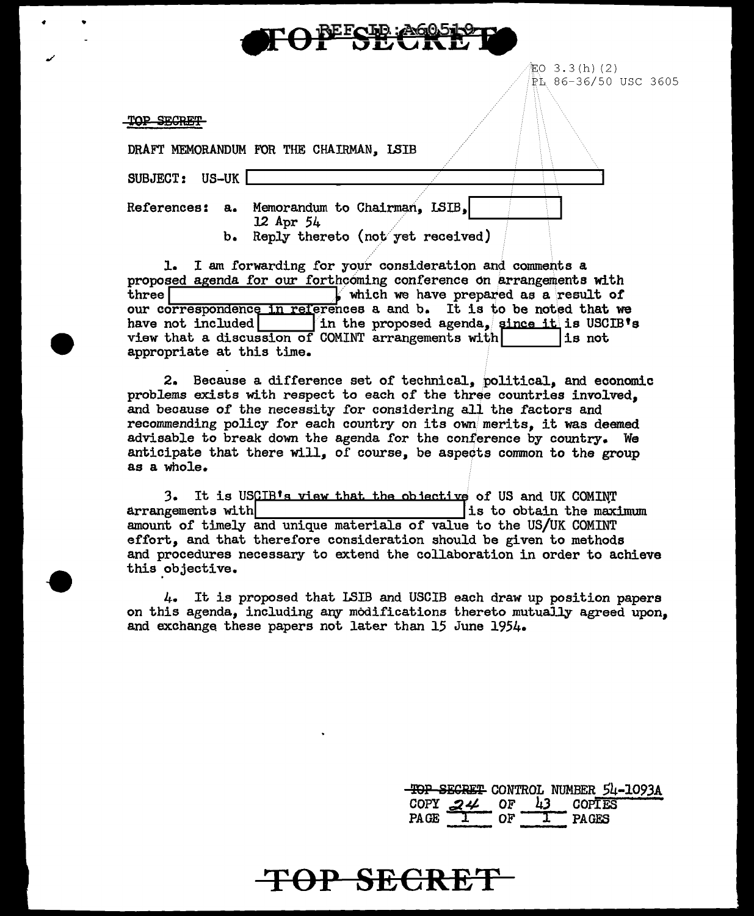EO 3.3(h)(2)
PL 86-36/50 USC 3605

TOP SECRET

DRAFT MEMORANDUM FOR THE CHAIRMAN, LSIB

SUBJECT: US-UK [          ]

References: a. Memorandum to Chairman, LSIB, [          ] 12 Apr 54
b. Reply thereto (not yet received)

1. I am forwarding for your consideration and comments a proposed agenda for our forthcoming conference on arrangements with three [          ], which we have prepared as a result of our correspondence in references a and b. It is to be noted that we have not included [          ] in the proposed agenda, since it is USCIB's view that a discussion of COMINT arrangements with [          ] is not appropriate at this time.

2. Because a difference set of technical, political, and economic problems exists with respect to each of the three countries involved, and because of the necessity for considering all the factors and recommending policy for each country on its own merits, it was deemed advisable to break down the agenda for the conference by country. We anticipate that there will, of course, be aspects common to the group as a whole.

3. It is USCIB's view that the objective of US and UK COMINT arrangements with [          ] is to obtain the maximum amount of timely and unique materials of value to the US/UK COMINT effort, and that therefore consideration should be given to methods and procedures necessary to extend the collaboration in order to achieve this objective.

4. It is proposed that LSIB and USCIB each draw up position papers on this agenda, including any modifications thereto mutually agreed upon, and exchange these papers not later than 15 June 1954.

TOP SECRET CONTROL NUMBER 54-1093A
COPY 24 OF 43 COPIES
PAGE 1 OF 1 PAGES

TOP SECRET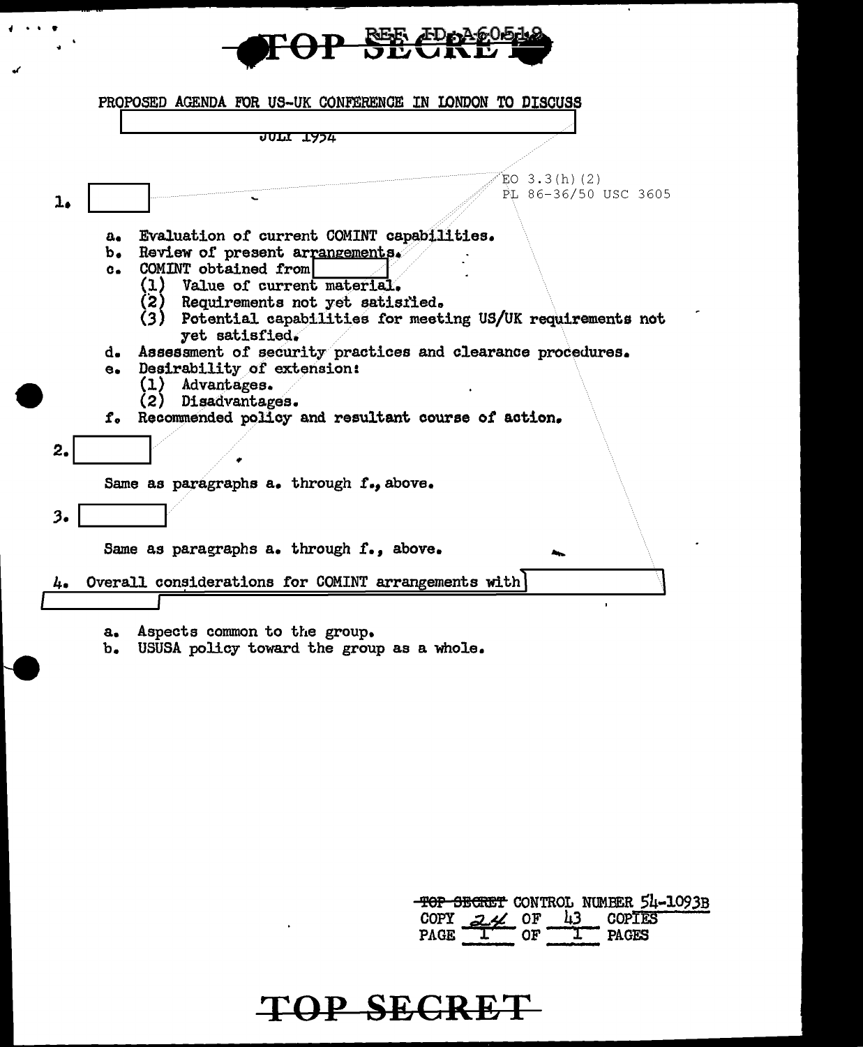TOP SECRET

REF ID:A60518

PROPOSED AGENDA FOR US-UK CONFERENCE IN LONDON TO DISCUSS

JULY 1954

EO 3.3(h)(2)
PL 86-36/50 USC 3605

1.

a. Evaluation of current COMINT capabilities.
b. Review of present arrangements.
c. COMINT obtained from
   (1) Value of current material.
   (2) Requirements not yet satisfied.
   (3) Potential capabilities for meeting US/UK requirements not yet satisfied.
d. Assessment of security practices and clearance procedures.
e. Desirability of extension:
   (1) Advantages.
   (2) Disadvantages.
f. Recommended policy and resultant course of action.

2.

Same as paragraphs a. through f., above.

3.

Same as paragraphs a. through f., above.

4. Overall considerations for COMINT arrangements with

a. Aspects common to the group.
b. USUSA policy toward the group as a whole.

~~TOP SECRET~~ CONTROL NUMBER 54-1093B
COPY 24 OF 43 COPIES
PAGE 1 OF 1 PAGES

TOP SECRET